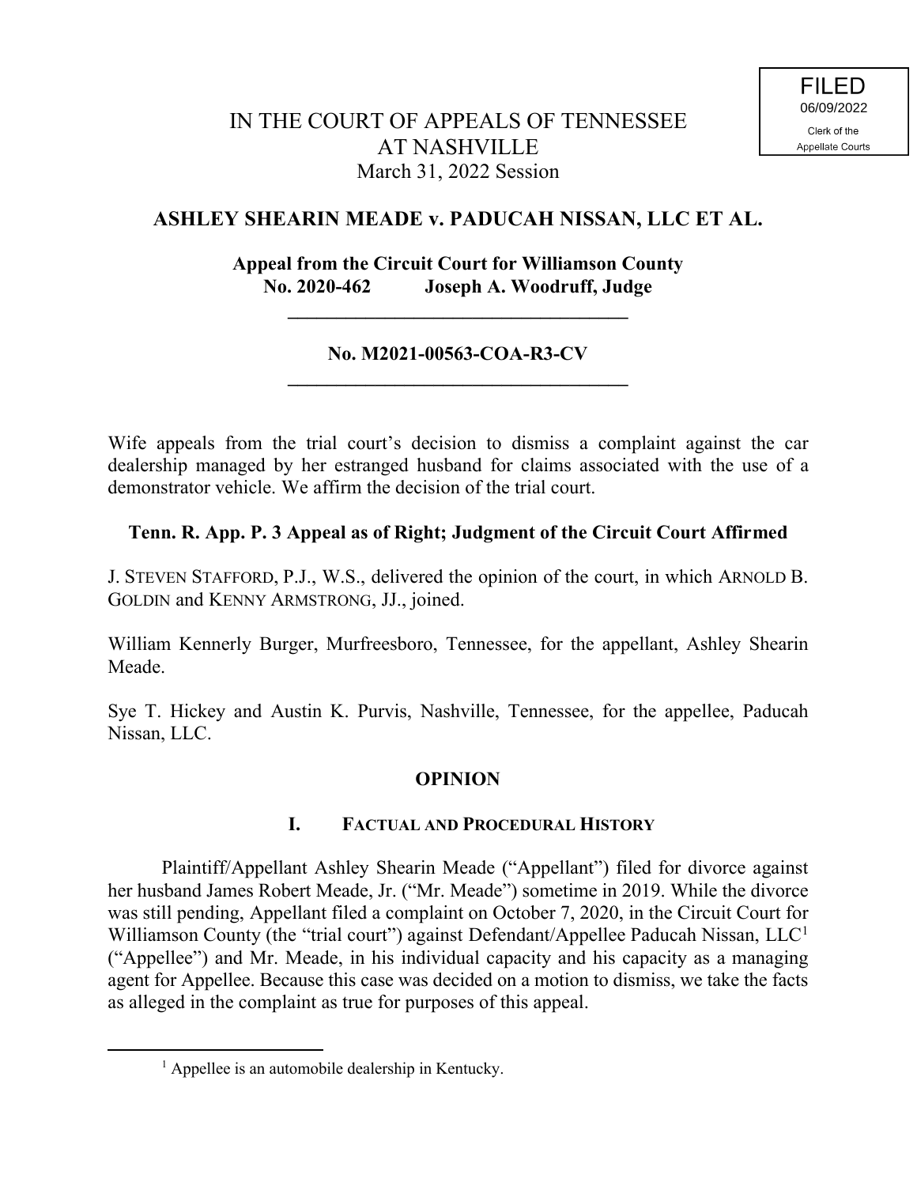FILED
06/09/2022
Clerk of the
Appellate Courts

# IN THE COURT OF APPEALS OF TENNESSEE AT NASHVILLE

March 31, 2022 Session

## ASHLEY SHEARIN MEADE v. PADUCAH NISSAN, LLC ET AL.

**Appeal from the Circuit Court for Williamson County**
**No. 2020-462 Joseph A. Woodruff, Judge**

---

**No. M2021-00563-COA-R3-CV**

---

Wife appeals from the trial court's decision to dismiss a complaint against the car dealership managed by her estranged husband for claims associated with the use of a demonstrator vehicle. We affirm the decision of the trial court.

**Tenn. R. App. P. 3 Appeal as of Right; Judgment of the Circuit Court Affirmed**

J. STEVEN STAFFORD, P.J., W.S., delivered the opinion of the court, in which ARNOLD B. GOLDIN and KENNY ARMSTRONG, JJ., joined.

William Kennerly Burger, Murfreesboro, Tennessee, for the appellant, Ashley Shearin Meade.

Sye T. Hickey and Austin K. Purvis, Nashville, Tennessee, for the appellee, Paducah Nissan, LLC.

## OPINION

### I. FACTUAL AND PROCEDURAL HISTORY

Plaintiff/Appellant Ashley Shearin Meade ("Appellant") filed for divorce against her husband James Robert Meade, Jr. ("Mr. Meade") sometime in 2019. While the divorce was still pending, Appellant filed a complaint on October 7, 2020, in the Circuit Court for Williamson County (the "trial court") against Defendant/Appellee Paducah Nissan, LLC[1] ("Appellee") and Mr. Meade, in his individual capacity and his capacity as a managing agent for Appellee. Because this case was decided on a motion to dismiss, we take the facts as alleged in the complaint as true for purposes of this appeal.

---

[1] Appellee is an automobile dealership in Kentucky.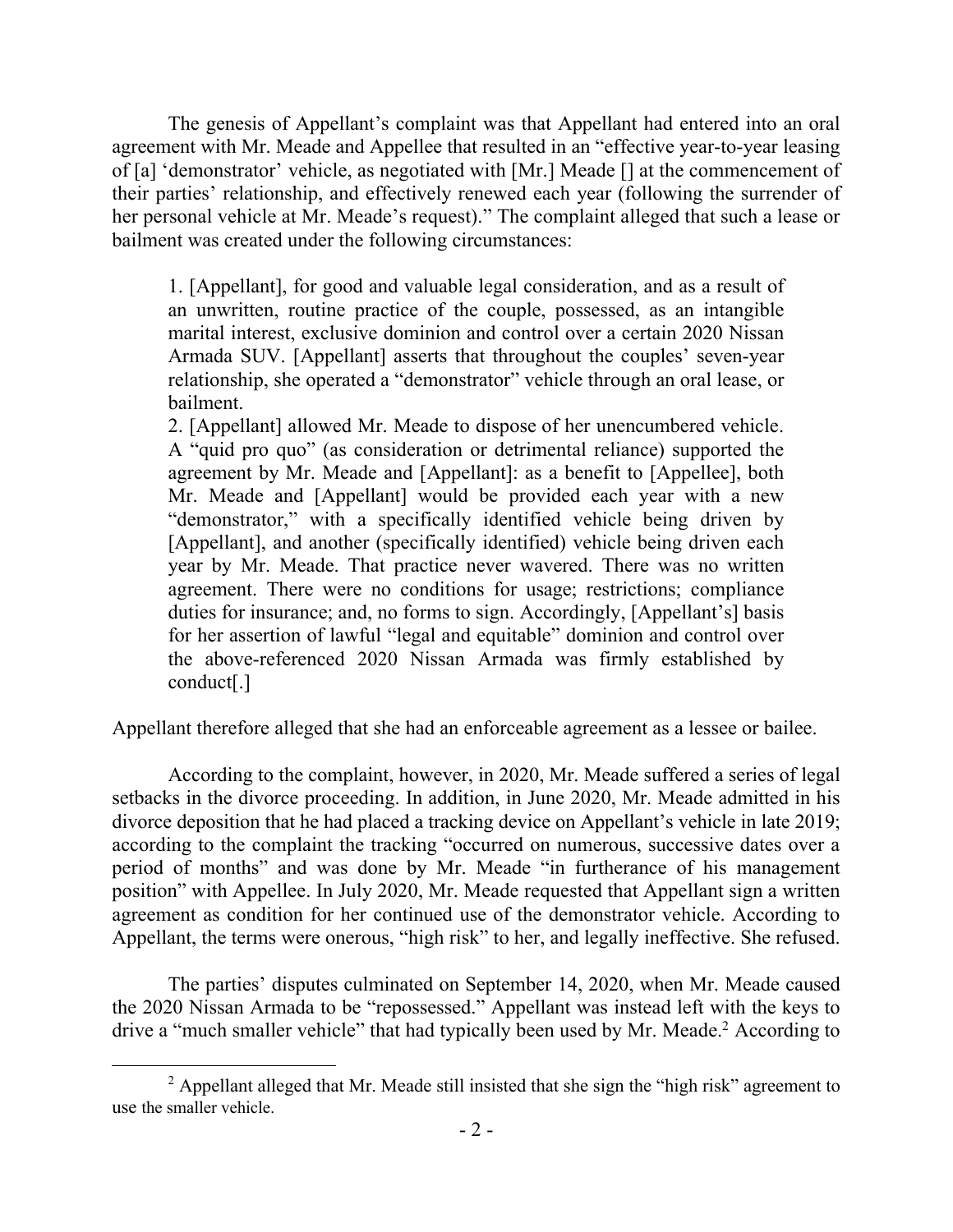The genesis of Appellant's complaint was that Appellant had entered into an oral agreement with Mr. Meade and Appellee that resulted in an "effective year-to-year leasing of [a] 'demonstrator' vehicle, as negotiated with [Mr.] Meade [] at the commencement of their parties' relationship, and effectively renewed each year (following the surrender of her personal vehicle at Mr. Meade's request)." The complaint alleged that such a lease or bailment was created under the following circumstances:

> 1. [Appellant], for good and valuable legal consideration, and as a result of an unwritten, routine practice of the couple, possessed, as an intangible marital interest, exclusive dominion and control over a certain 2020 Nissan Armada SUV. [Appellant] asserts that throughout the couples' seven-year relationship, she operated a "demonstrator" vehicle through an oral lease, or bailment.
>
> 2. [Appellant] allowed Mr. Meade to dispose of her unencumbered vehicle. A "quid pro quo" (as consideration or detrimental reliance) supported the agreement by Mr. Meade and [Appellant]: as a benefit to [Appellee], both Mr. Meade and [Appellant] would be provided each year with a new "demonstrator," with a specifically identified vehicle being driven by [Appellant], and another (specifically identified) vehicle being driven each year by Mr. Meade. That practice never wavered. There was no written agreement. There were no conditions for usage; restrictions; compliance duties for insurance; and, no forms to sign. Accordingly, [Appellant's] basis for her assertion of lawful "legal and equitable" dominion and control over the above-referenced 2020 Nissan Armada was firmly established by conduct[.]

Appellant therefore alleged that she had an enforceable agreement as a lessee or bailee.

According to the complaint, however, in 2020, Mr. Meade suffered a series of legal setbacks in the divorce proceeding. In addition, in June 2020, Mr. Meade admitted in his divorce deposition that he had placed a tracking device on Appellant's vehicle in late 2019; according to the complaint the tracking "occurred on numerous, successive dates over a period of months" and was done by Mr. Meade "in furtherance of his management position" with Appellee. In July 2020, Mr. Meade requested that Appellant sign a written agreement as condition for her continued use of the demonstrator vehicle. According to Appellant, the terms were onerous, "high risk" to her, and legally ineffective. She refused.

The parties' disputes culminated on September 14, 2020, when Mr. Meade caused the 2020 Nissan Armada to be "repossessed." Appellant was instead left with the keys to drive a "much smaller vehicle" that had typically been used by Mr. Meade.[2] According to

[2] Appellant alleged that Mr. Meade still insisted that she sign the "high risk" agreement to use the smaller vehicle.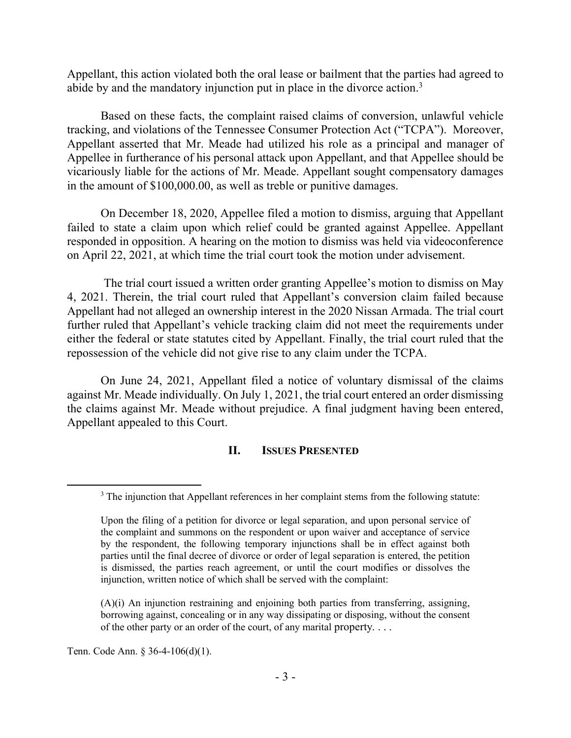Appellant, this action violated both the oral lease or bailment that the parties had agreed to abide by and the mandatory injunction put in place in the divorce action.[3]

Based on these facts, the complaint raised claims of conversion, unlawful vehicle tracking, and violations of the Tennessee Consumer Protection Act ("TCPA"). Moreover, Appellant asserted that Mr. Meade had utilized his role as a principal and manager of Appellee in furtherance of his personal attack upon Appellant, and that Appellee should be vicariously liable for the actions of Mr. Meade. Appellant sought compensatory damages in the amount of $100,000.00, as well as treble or punitive damages.

On December 18, 2020, Appellee filed a motion to dismiss, arguing that Appellant failed to state a claim upon which relief could be granted against Appellee. Appellant responded in opposition. A hearing on the motion to dismiss was held via videoconference on April 22, 2021, at which time the trial court took the motion under advisement.

The trial court issued a written order granting Appellee's motion to dismiss on May 4, 2021. Therein, the trial court ruled that Appellant's conversion claim failed because Appellant had not alleged an ownership interest in the 2020 Nissan Armada. The trial court further ruled that Appellant's vehicle tracking claim did not meet the requirements under either the federal or state statutes cited by Appellant. Finally, the trial court ruled that the repossession of the vehicle did not give rise to any claim under the TCPA.

On June 24, 2021, Appellant filed a notice of voluntary dismissal of the claims against Mr. Meade individually. On July 1, 2021, the trial court entered an order dismissing the claims against Mr. Meade without prejudice. A final judgment having been entered, Appellant appealed to this Court.

## II. Issues Presented

[3] The injunction that Appellant references in her complaint stems from the following statute:

> Upon the filing of a petition for divorce or legal separation, and upon personal service of the complaint and summons on the respondent or upon waiver and acceptance of service by the respondent, the following temporary injunctions shall be in effect against both parties until the final decree of divorce or order of legal separation is entered, the petition is dismissed, the parties reach agreement, or until the court modifies or dissolves the injunction, written notice of which shall be served with the complaint:
>
> (A)(i) An injunction restraining and enjoining both parties from transferring, assigning, borrowing against, concealing or in any way dissipating or disposing, without the consent of the other party or an order of the court, of any marital property. . . .

Tenn. Code Ann. § 36-4-106(d)(1).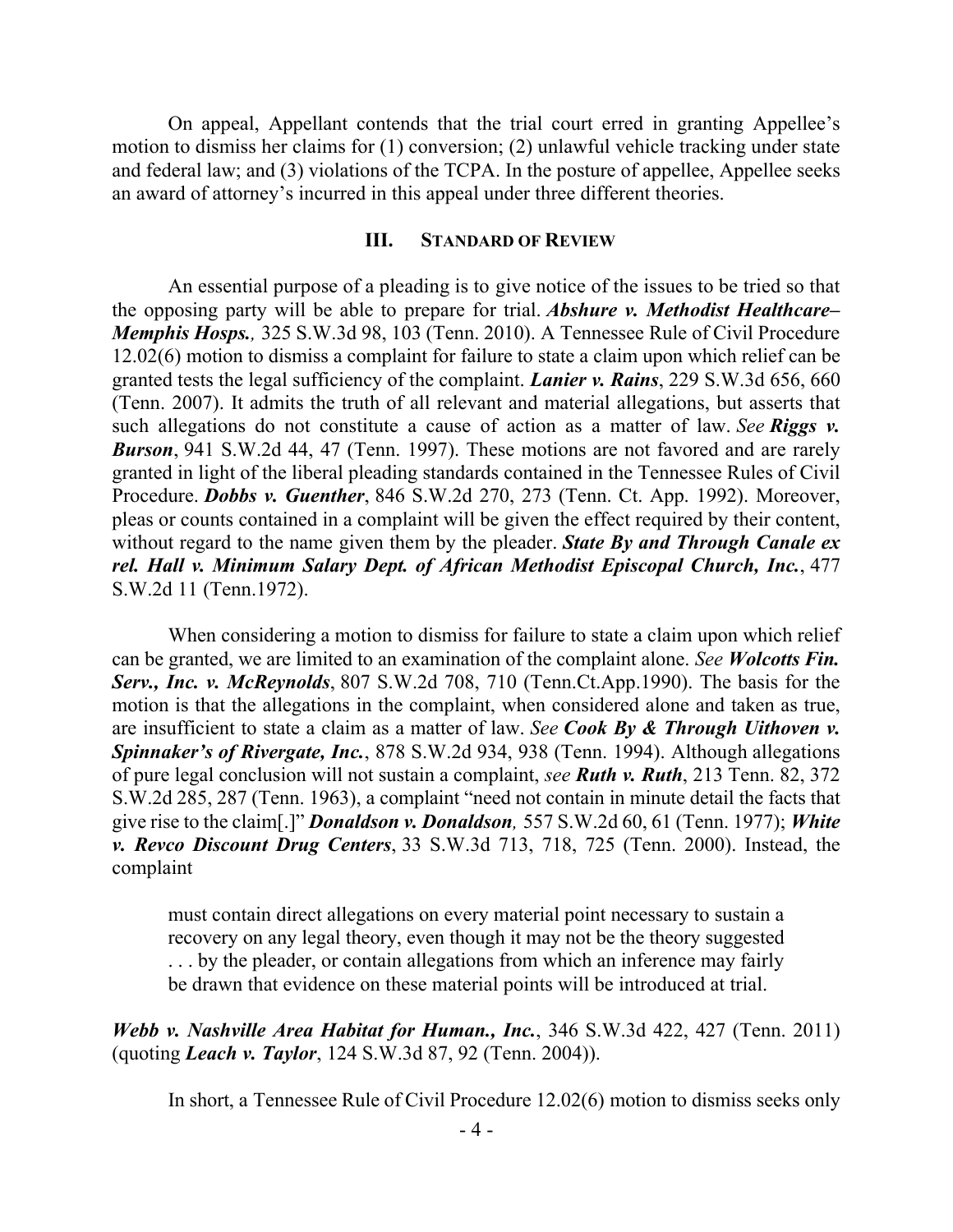On appeal, Appellant contends that the trial court erred in granting Appellee's motion to dismiss her claims for (1) conversion; (2) unlawful vehicle tracking under state and federal law; and (3) violations of the TCPA. In the posture of appellee, Appellee seeks an award of attorney's incurred in this appeal under three different theories.

### III. Standard of Review

An essential purpose of a pleading is to give notice of the issues to be tried so that the opposing party will be able to prepare for trial. ***Abshure v. Methodist Healthcare–Memphis Hosps.,*** 325 S.W.3d 98, 103 (Tenn. 2010). A Tennessee Rule of Civil Procedure 12.02(6) motion to dismiss a complaint for failure to state a claim upon which relief can be granted tests the legal sufficiency of the complaint. ***Lanier v. Rains***, 229 S.W.3d 656, 660 (Tenn. 2007). It admits the truth of all relevant and material allegations, but asserts that such allegations do not constitute a cause of action as a matter of law. *See* ***Riggs v. Burson***, 941 S.W.2d 44, 47 (Tenn. 1997). These motions are not favored and are rarely granted in light of the liberal pleading standards contained in the Tennessee Rules of Civil Procedure. ***Dobbs v. Guenther***, 846 S.W.2d 270, 273 (Tenn. Ct. App. 1992). Moreover, pleas or counts contained in a complaint will be given the effect required by their content, without regard to the name given them by the pleader. ***State By and Through Canale ex rel. Hall v. Minimum Salary Dept. of African Methodist Episcopal Church, Inc.***, 477 S.W.2d 11 (Tenn.1972).

When considering a motion to dismiss for failure to state a claim upon which relief can be granted, we are limited to an examination of the complaint alone. *See* ***Wolcotts Fin. Serv., Inc. v. McReynolds***, 807 S.W.2d 708, 710 (Tenn.Ct.App.1990). The basis for the motion is that the allegations in the complaint, when considered alone and taken as true, are insufficient to state a claim as a matter of law. *See* ***Cook By & Through Uithoven v. Spinnaker's of Rivergate, Inc.***, 878 S.W.2d 934, 938 (Tenn. 1994). Although allegations of pure legal conclusion will not sustain a complaint, *see* ***Ruth v. Ruth***, 213 Tenn. 82, 372 S.W.2d 285, 287 (Tenn. 1963), a complaint "need not contain in minute detail the facts that give rise to the claim[.]" ***Donaldson v. Donaldson,*** 557 S.W.2d 60, 61 (Tenn. 1977); ***White v. Revco Discount Drug Centers***, 33 S.W.3d 713, 718, 725 (Tenn. 2000). Instead, the complaint

> must contain direct allegations on every material point necessary to sustain a recovery on any legal theory, even though it may not be the theory suggested . . . by the pleader, or contain allegations from which an inference may fairly be drawn that evidence on these material points will be introduced at trial.

***Webb v. Nashville Area Habitat for Human., Inc.***, 346 S.W.3d 422, 427 (Tenn. 2011) (quoting ***Leach v. Taylor***, 124 S.W.3d 87, 92 (Tenn. 2004)).

In short, a Tennessee Rule of Civil Procedure 12.02(6) motion to dismiss seeks only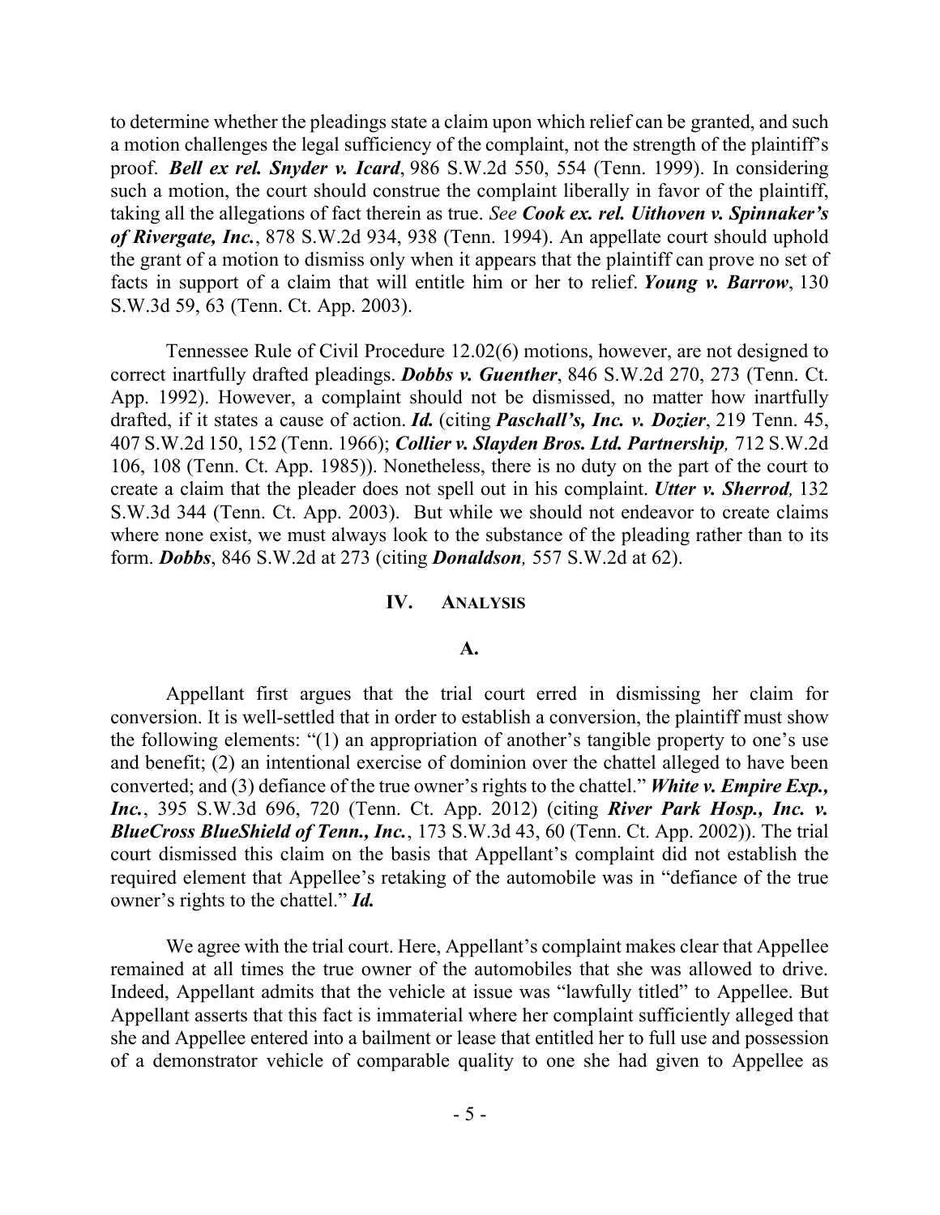to determine whether the pleadings state a claim upon which relief can be granted, and such a motion challenges the legal sufficiency of the complaint, not the strength of the plaintiff's proof. ***Bell ex rel. Snyder v. Icard***, 986 S.W.2d 550, 554 (Tenn. 1999). In considering such a motion, the court should construe the complaint liberally in favor of the plaintiff, taking all the allegations of fact therein as true. *See* ***Cook ex. rel. Uithoven v. Spinnaker's of Rivergate, Inc.***, 878 S.W.2d 934, 938 (Tenn. 1994). An appellate court should uphold the grant of a motion to dismiss only when it appears that the plaintiff can prove no set of facts in support of a claim that will entitle him or her to relief. ***Young v. Barrow***, 130 S.W.3d 59, 63 (Tenn. Ct. App. 2003).

Tennessee Rule of Civil Procedure 12.02(6) motions, however, are not designed to correct inartfully drafted pleadings. ***Dobbs v. Guenther***, 846 S.W.2d 270, 273 (Tenn. Ct. App. 1992). However, a complaint should not be dismissed, no matter how inartfully drafted, if it states a cause of action. ***Id.*** (citing ***Paschall's, Inc. v. Dozier***, 219 Tenn. 45, 407 S.W.2d 150, 152 (Tenn. 1966); ***Collier v. Slayden Bros. Ltd. Partnership**,* 712 S.W.2d 106, 108 (Tenn. Ct. App. 1985)). Nonetheless, there is no duty on the part of the court to create a claim that the pleader does not spell out in his complaint. ***Utter v. Sherrod**,* 132 S.W.3d 344 (Tenn. Ct. App. 2003). But while we should not endeavor to create claims where none exist, we must always look to the substance of the pleading rather than to its form. ***Dobbs***, 846 S.W.2d at 273 (citing ***Donaldson**,* 557 S.W.2d at 62).

## IV. ANALYSIS

### A.

Appellant first argues that the trial court erred in dismissing her claim for conversion. It is well-settled that in order to establish a conversion, the plaintiff must show the following elements: "(1) an appropriation of another's tangible property to one's use and benefit; (2) an intentional exercise of dominion over the chattel alleged to have been converted; and (3) defiance of the true owner's rights to the chattel." ***White v. Empire Exp., Inc.***, 395 S.W.3d 696, 720 (Tenn. Ct. App. 2012) (citing ***River Park Hosp., Inc. v. BlueCross BlueShield of Tenn., Inc.***, 173 S.W.3d 43, 60 (Tenn. Ct. App. 2002)). The trial court dismissed this claim on the basis that Appellant's complaint did not establish the required element that Appellee's retaking of the automobile was in "defiance of the true owner's rights to the chattel." ***Id.***

We agree with the trial court. Here, Appellant's complaint makes clear that Appellee remained at all times the true owner of the automobiles that she was allowed to drive. Indeed, Appellant admits that the vehicle at issue was "lawfully titled" to Appellee. But Appellant asserts that this fact is immaterial where her complaint sufficiently alleged that she and Appellee entered into a bailment or lease that entitled her to full use and possession of a demonstrator vehicle of comparable quality to one she had given to Appellee as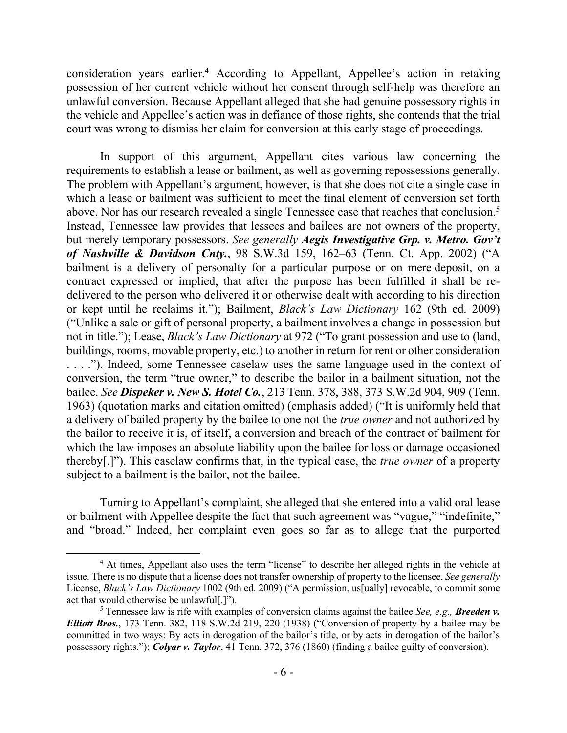consideration years earlier.[4] According to Appellant, Appellee's action in retaking possession of her current vehicle without her consent through self-help was therefore an unlawful conversion. Because Appellant alleged that she had genuine possessory rights in the vehicle and Appellee's action was in defiance of those rights, she contends that the trial court was wrong to dismiss her claim for conversion at this early stage of proceedings.

In support of this argument, Appellant cites various law concerning the requirements to establish a lease or bailment, as well as governing repossessions generally. The problem with Appellant's argument, however, is that she does not cite a single case in which a lease or bailment was sufficient to meet the final element of conversion set forth above. Nor has our research revealed a single Tennessee case that reaches that conclusion.[5] Instead, Tennessee law provides that lessees and bailees are not owners of the property, but merely temporary possessors. *See generally* ***Aegis Investigative Grp. v. Metro. Gov't of Nashville & Davidson Cnty.***, 98 S.W.3d 159, 162–63 (Tenn. Ct. App. 2002) ("A bailment is a delivery of personalty for a particular purpose or on mere deposit, on a contract expressed or implied, that after the purpose has been fulfilled it shall be re-delivered to the person who delivered it or otherwise dealt with according to his direction or kept until he reclaims it."); Bailment, *Black's Law Dictionary* 162 (9th ed. 2009) ("Unlike a sale or gift of personal property, a bailment involves a change in possession but not in title."); Lease, *Black's Law Dictionary* at 972 ("To grant possession and use to (land, buildings, rooms, movable property, etc.) to another in return for rent or other consideration . . . ."). Indeed, some Tennessee caselaw uses the same language used in the context of conversion, the term "true owner," to describe the bailor in a bailment situation, not the bailee. *See* ***Dispeker v. New S. Hotel Co.***, 213 Tenn. 378, 388, 373 S.W.2d 904, 909 (Tenn. 1963) (quotation marks and citation omitted) (emphasis added) ("It is uniformly held that a delivery of bailed property by the bailee to one not the *true owner* and not authorized by the bailor to receive it is, of itself, a conversion and breach of the contract of bailment for which the law imposes an absolute liability upon the bailee for loss or damage occasioned thereby[.]"). This caselaw confirms that, in the typical case, the *true owner* of a property subject to a bailment is the bailor, not the bailee.

Turning to Appellant's complaint, she alleged that she entered into a valid oral lease or bailment with Appellee despite the fact that such agreement was "vague," "indefinite," and "broad." Indeed, her complaint even goes so far as to allege that the purported

---

[4] At times, Appellant also uses the term "license" to describe her alleged rights in the vehicle at issue. There is no dispute that a license does not transfer ownership of property to the licensee. *See generally* License, *Black's Law Dictionary* 1002 (9th ed. 2009) ("A permission, us[ually] revocable, to commit some act that would otherwise be unlawful[.]").

[5] Tennessee law is rife with examples of conversion claims against the bailee *See, e.g.,* ***Breeden v. Elliott Bros.***, 173 Tenn. 382, 118 S.W.2d 219, 220 (1938) ("Conversion of property by a bailee may be committed in two ways: By acts in derogation of the bailor's title, or by acts in derogation of the bailor's possessory rights."); ***Colyar v. Taylor***, 41 Tenn. 372, 376 (1860) (finding a bailee guilty of conversion).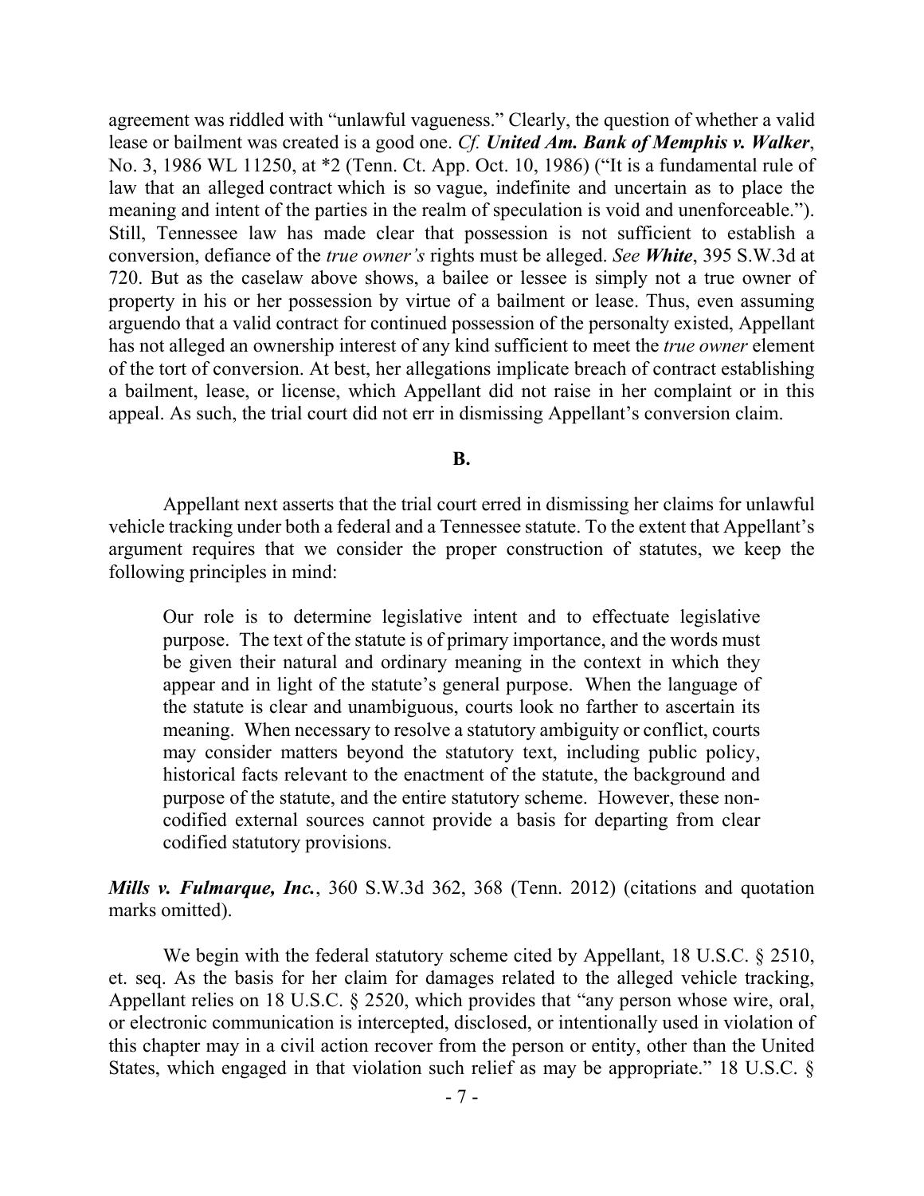agreement was riddled with "unlawful vagueness." Clearly, the question of whether a valid lease or bailment was created is a good one. *Cf.* ***United Am. Bank of Memphis v. Walker***, No. 3, 1986 WL 11250, at *2 (Tenn. Ct. App. Oct. 10, 1986) ("It is a fundamental rule of law that an alleged contract which is so vague, indefinite and uncertain as to place the meaning and intent of the parties in the realm of speculation is void and unenforceable."). Still, Tennessee law has made clear that possession is not sufficient to establish a conversion, defiance of the *true owner's* rights must be alleged. *See* ***White***, 395 S.W.3d at 720. But as the caselaw above shows, a bailee or lessee is simply not a true owner of property in his or her possession by virtue of a bailment or lease. Thus, even assuming arguendo that a valid contract for continued possession of the personalty existed, Appellant has not alleged an ownership interest of any kind sufficient to meet the *true owner* element of the tort of conversion. At best, her allegations implicate breach of contract establishing a bailment, lease, or license, which Appellant did not raise in her complaint or in this appeal. As such, the trial court did not err in dismissing Appellant's conversion claim.

**B.**

Appellant next asserts that the trial court erred in dismissing her claims for unlawful vehicle tracking under both a federal and a Tennessee statute. To the extent that Appellant's argument requires that we consider the proper construction of statutes, we keep the following principles in mind:

> Our role is to determine legislative intent and to effectuate legislative purpose. The text of the statute is of primary importance, and the words must be given their natural and ordinary meaning in the context in which they appear and in light of the statute's general purpose. When the language of the statute is clear and unambiguous, courts look no farther to ascertain its meaning. When necessary to resolve a statutory ambiguity or conflict, courts may consider matters beyond the statutory text, including public policy, historical facts relevant to the enactment of the statute, the background and purpose of the statute, and the entire statutory scheme. However, these non-codified external sources cannot provide a basis for departing from clear codified statutory provisions.

***Mills v. Fulmarque, Inc.***, 360 S.W.3d 362, 368 (Tenn. 2012) (citations and quotation marks omitted).

We begin with the federal statutory scheme cited by Appellant, 18 U.S.C. § 2510, et. seq. As the basis for her claim for damages related to the alleged vehicle tracking, Appellant relies on 18 U.S.C. § 2520, which provides that "any person whose wire, oral, or electronic communication is intercepted, disclosed, or intentionally used in violation of this chapter may in a civil action recover from the person or entity, other than the United States, which engaged in that violation such relief as may be appropriate." 18 U.S.C. §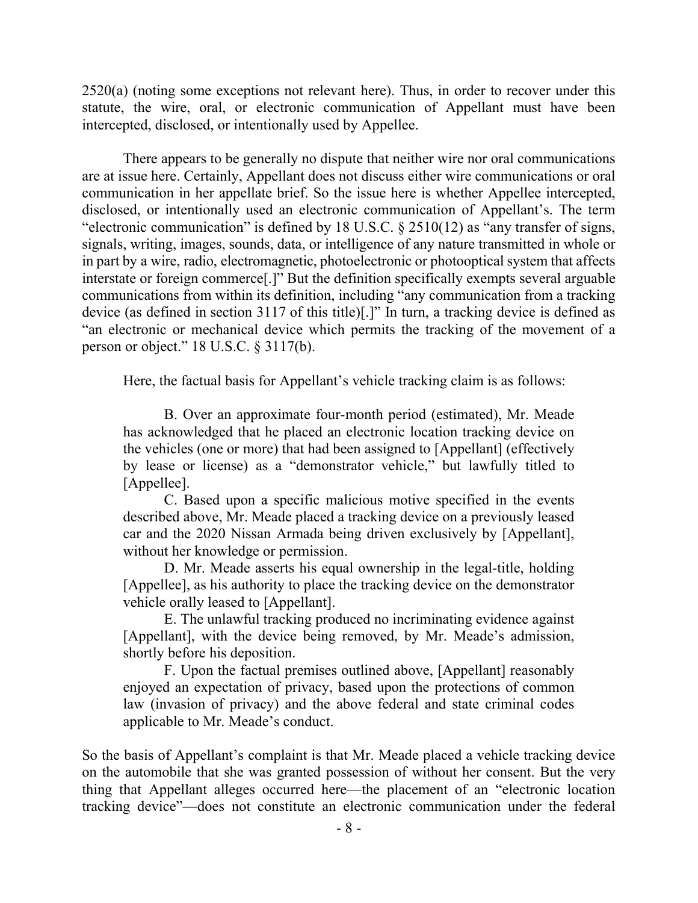2520(a) (noting some exceptions not relevant here). Thus, in order to recover under this statute, the wire, oral, or electronic communication of Appellant must have been intercepted, disclosed, or intentionally used by Appellee.

There appears to be generally no dispute that neither wire nor oral communications are at issue here. Certainly, Appellant does not discuss either wire communications or oral communication in her appellate brief. So the issue here is whether Appellee intercepted, disclosed, or intentionally used an electronic communication of Appellant's. The term "electronic communication" is defined by 18 U.S.C. § 2510(12) as "any transfer of signs, signals, writing, images, sounds, data, or intelligence of any nature transmitted in whole or in part by a wire, radio, electromagnetic, photoelectronic or photooptical system that affects interstate or foreign commerce[.]" But the definition specifically exempts several arguable communications from within its definition, including "any communication from a tracking device (as defined in section 3117 of this title)[.]" In turn, a tracking device is defined as "an electronic or mechanical device which permits the tracking of the movement of a person or object." 18 U.S.C. § 3117(b).

Here, the factual basis for Appellant's vehicle tracking claim is as follows:

> B. Over an approximate four-month period (estimated), Mr. Meade has acknowledged that he placed an electronic location tracking device on the vehicles (one or more) that had been assigned to [Appellant] (effectively by lease or license) as a "demonstrator vehicle," but lawfully titled to [Appellee].
>
> C. Based upon a specific malicious motive specified in the events described above, Mr. Meade placed a tracking device on a previously leased car and the 2020 Nissan Armada being driven exclusively by [Appellant], without her knowledge or permission.
>
> D. Mr. Meade asserts his equal ownership in the legal-title, holding [Appellee], as his authority to place the tracking device on the demonstrator vehicle orally leased to [Appellant].
>
> E. The unlawful tracking produced no incriminating evidence against [Appellant], with the device being removed, by Mr. Meade's admission, shortly before his deposition.
>
> F. Upon the factual premises outlined above, [Appellant] reasonably enjoyed an expectation of privacy, based upon the protections of common law (invasion of privacy) and the above federal and state criminal codes applicable to Mr. Meade's conduct.

So the basis of Appellant's complaint is that Mr. Meade placed a vehicle tracking device on the automobile that she was granted possession of without her consent. But the very thing that Appellant alleges occurred here—the placement of an "electronic location tracking device"—does not constitute an electronic communication under the federal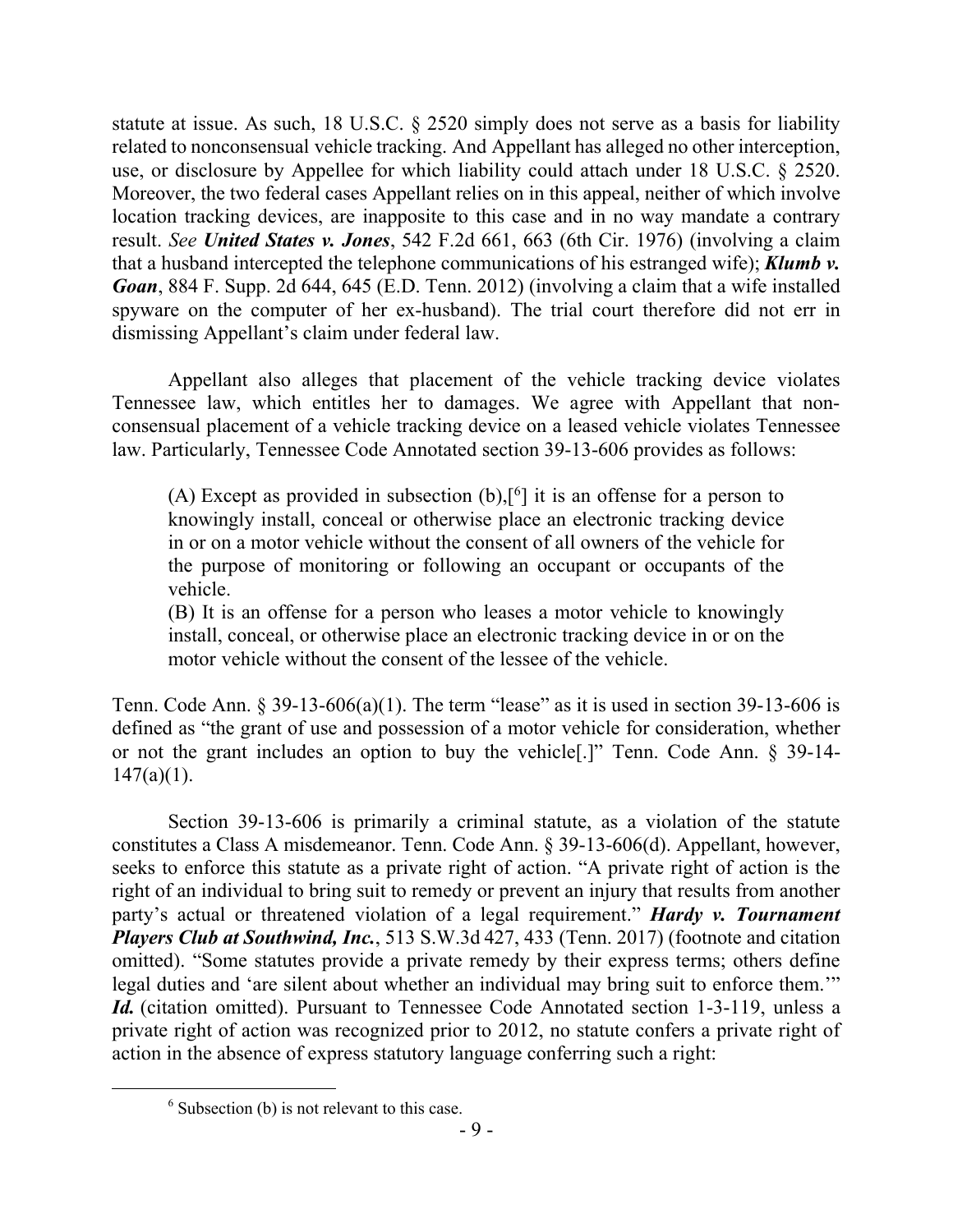statute at issue. As such, 18 U.S.C. § 2520 simply does not serve as a basis for liability related to nonconsensual vehicle tracking. And Appellant has alleged no other interception, use, or disclosure by Appellee for which liability could attach under 18 U.S.C. § 2520. Moreover, the two federal cases Appellant relies on in this appeal, neither of which involve location tracking devices, are inapposite to this case and in no way mandate a contrary result. *See* ***United States v. Jones***, 542 F.2d 661, 663 (6th Cir. 1976) (involving a claim that a husband intercepted the telephone communications of his estranged wife); ***Klumb v. Goan***, 884 F. Supp. 2d 644, 645 (E.D. Tenn. 2012) (involving a claim that a wife installed spyware on the computer of her ex-husband). The trial court therefore did not err in dismissing Appellant's claim under federal law.

Appellant also alleges that placement of the vehicle tracking device violates Tennessee law, which entitles her to damages. We agree with Appellant that non-consensual placement of a vehicle tracking device on a leased vehicle violates Tennessee law. Particularly, Tennessee Code Annotated section 39-13-606 provides as follows:

> (A) Except as provided in subsection (b),[6] it is an offense for a person to knowingly install, conceal or otherwise place an electronic tracking device in or on a motor vehicle without the consent of all owners of the vehicle for the purpose of monitoring or following an occupant or occupants of the vehicle.
>
> (B) It is an offense for a person who leases a motor vehicle to knowingly install, conceal, or otherwise place an electronic tracking device in or on the motor vehicle without the consent of the lessee of the vehicle.

Tenn. Code Ann. § 39-13-606(a)(1). The term "lease" as it is used in section 39-13-606 is defined as "the grant of use and possession of a motor vehicle for consideration, whether or not the grant includes an option to buy the vehicle[.]" Tenn. Code Ann. § 39-14-147(a)(1).

Section 39-13-606 is primarily a criminal statute, as a violation of the statute constitutes a Class A misdemeanor. Tenn. Code Ann. § 39-13-606(d). Appellant, however, seeks to enforce this statute as a private right of action. "A private right of action is the right of an individual to bring suit to remedy or prevent an injury that results from another party's actual or threatened violation of a legal requirement." ***Hardy v. Tournament Players Club at Southwind, Inc.***, 513 S.W.3d 427, 433 (Tenn. 2017) (footnote and citation omitted). "Some statutes provide a private remedy by their express terms; others define legal duties and 'are silent about whether an individual may bring suit to enforce them.'" ***Id.*** (citation omitted). Pursuant to Tennessee Code Annotated section 1-3-119, unless a private right of action was recognized prior to 2012, no statute confers a private right of action in the absence of express statutory language conferring such a right:

---

[6] Subsection (b) is not relevant to this case.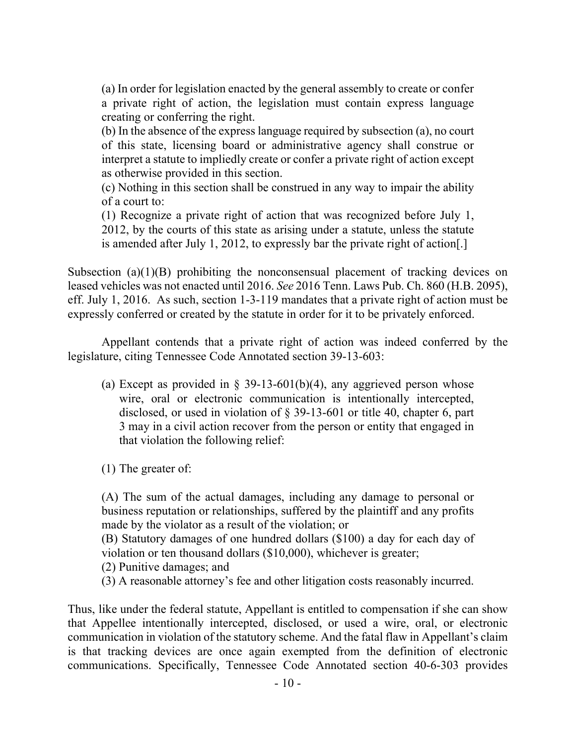> (a) In order for legislation enacted by the general assembly to create or confer a private right of action, the legislation must contain express language creating or conferring the right.
>
> (b) In the absence of the express language required by subsection (a), no court of this state, licensing board or administrative agency shall construe or interpret a statute to impliedly create or confer a private right of action except as otherwise provided in this section.
>
> (c) Nothing in this section shall be construed in any way to impair the ability of a court to:
>
> (1) Recognize a private right of action that was recognized before July 1, 2012, by the courts of this state as arising under a statute, unless the statute is amended after July 1, 2012, to expressly bar the private right of action[.]

Subsection (a)(1)(B) prohibiting the nonconsensual placement of tracking devices on leased vehicles was not enacted until 2016. *See* 2016 Tenn. Laws Pub. Ch. 860 (H.B. 2095), eff. July 1, 2016. As such, section 1-3-119 mandates that a private right of action must be expressly conferred or created by the statute in order for it to be privately enforced.

Appellant contends that a private right of action was indeed conferred by the legislature, citing Tennessee Code Annotated section 39-13-603:

> (a) Except as provided in § 39-13-601(b)(4), any aggrieved person whose wire, oral or electronic communication is intentionally intercepted, disclosed, or used in violation of § 39-13-601 or title 40, chapter 6, part 3 may in a civil action recover from the person or entity that engaged in that violation the following relief:
>
> (1) The greater of:
>
> (A) The sum of the actual damages, including any damage to personal or business reputation or relationships, suffered by the plaintiff and any profits made by the violator as a result of the violation; or
>
> (B) Statutory damages of one hundred dollars ($100) a day for each day of violation or ten thousand dollars ($10,000), whichever is greater;
>
> (2) Punitive damages; and
>
> (3) A reasonable attorney's fee and other litigation costs reasonably incurred.

Thus, like under the federal statute, Appellant is entitled to compensation if she can show that Appellee intentionally intercepted, disclosed, or used a wire, oral, or electronic communication in violation of the statutory scheme. And the fatal flaw in Appellant's claim is that tracking devices are once again exempted from the definition of electronic communications. Specifically, Tennessee Code Annotated section 40-6-303 provides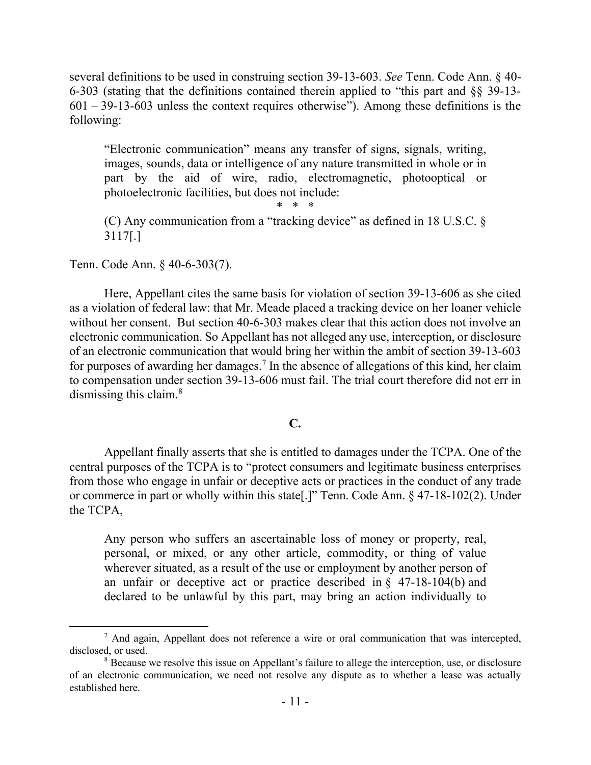several definitions to be used in construing section 39-13-603. *See* Tenn. Code Ann. § 40-6-303 (stating that the definitions contained therein applied to "this part and §§ 39-13-601 – 39-13-603 unless the context requires otherwise"). Among these definitions is the following:

> "Electronic communication" means any transfer of signs, signals, writing, images, sounds, data or intelligence of any nature transmitted in whole or in part by the aid of wire, radio, electromagnetic, photooptical or photoelectronic facilities, but does not include:
>
> \* \* \*
>
> (C) Any communication from a "tracking device" as defined in 18 U.S.C. § 3117[.]

Tenn. Code Ann. § 40-6-303(7).

Here, Appellant cites the same basis for violation of section 39-13-606 as she cited as a violation of federal law: that Mr. Meade placed a tracking device on her loaner vehicle without her consent. But section 40-6-303 makes clear that this action does not involve an electronic communication. So Appellant has not alleged any use, interception, or disclosure of an electronic communication that would bring her within the ambit of section 39-13-603 for purposes of awarding her damages.[7] In the absence of allegations of this kind, her claim to compensation under section 39-13-606 must fail. The trial court therefore did not err in dismissing this claim.[8]

### C.

Appellant finally asserts that she is entitled to damages under the TCPA. One of the central purposes of the TCPA is to "protect consumers and legitimate business enterprises from those who engage in unfair or deceptive acts or practices in the conduct of any trade or commerce in part or wholly within this state[.]" Tenn. Code Ann. § 47-18-102(2). Under the TCPA,

> Any person who suffers an ascertainable loss of money or property, real, personal, or mixed, or any other article, commodity, or thing of value wherever situated, as a result of the use or employment by another person of an unfair or deceptive act or practice described in § 47-18-104(b) and declared to be unlawful by this part, may bring an action individually to

---

[7] And again, Appellant does not reference a wire or oral communication that was intercepted, disclosed, or used.

[8] Because we resolve this issue on Appellant's failure to allege the interception, use, or disclosure of an electronic communication, we need not resolve any dispute as to whether a lease was actually established here.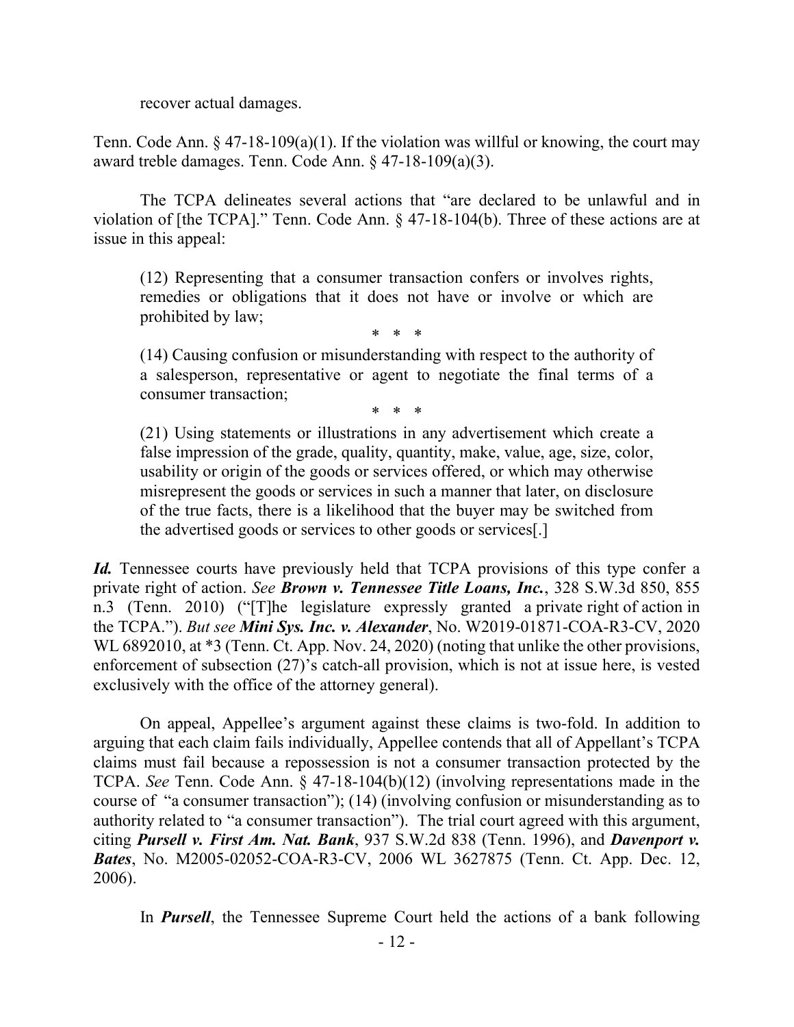recover actual damages.

Tenn. Code Ann. § 47-18-109(a)(1). If the violation was willful or knowing, the court may award treble damages. Tenn. Code Ann. § 47-18-109(a)(3).

The TCPA delineates several actions that "are declared to be unlawful and in violation of [the TCPA]." Tenn. Code Ann. § 47-18-104(b). Three of these actions are at issue in this appeal:

> (12) Representing that a consumer transaction confers or involves rights, remedies or obligations that it does not have or involve or which are prohibited by law;
>
> \* \* \*
>
> (14) Causing confusion or misunderstanding with respect to the authority of a salesperson, representative or agent to negotiate the final terms of a consumer transaction;
>
> \* \* \*
>
> (21) Using statements or illustrations in any advertisement which create a false impression of the grade, quality, quantity, make, value, age, size, color, usability or origin of the goods or services offered, or which may otherwise misrepresent the goods or services in such a manner that later, on disclosure of the true facts, there is a likelihood that the buyer may be switched from the advertised goods or services to other goods or services[.]

***Id.*** Tennessee courts have previously held that TCPA provisions of this type confer a private right of action. *See* ***Brown v. Tennessee Title Loans, Inc.***, 328 S.W.3d 850, 855 n.3 (Tenn. 2010) ("[T]he legislature expressly granted a private right of action in the TCPA."). *But see* ***Mini Sys. Inc. v. Alexander***, No. W2019-01871-COA-R3-CV, 2020 WL 6892010, at *3 (Tenn. Ct. App. Nov. 24, 2020) (noting that unlike the other provisions, enforcement of subsection (27)'s catch-all provision, which is not at issue here, is vested exclusively with the office of the attorney general).

On appeal, Appellee's argument against these claims is two-fold. In addition to arguing that each claim fails individually, Appellee contends that all of Appellant's TCPA claims must fail because a repossession is not a consumer transaction protected by the TCPA. *See* Tenn. Code Ann. § 47-18-104(b)(12) (involving representations made in the course of "a consumer transaction"); (14) (involving confusion or misunderstanding as to authority related to "a consumer transaction"). The trial court agreed with this argument, citing ***Pursell v. First Am. Nat. Bank***, 937 S.W.2d 838 (Tenn. 1996), and ***Davenport v. Bates***, No. M2005-02052-COA-R3-CV, 2006 WL 3627875 (Tenn. Ct. App. Dec. 12, 2006).

In ***Pursell***, the Tennessee Supreme Court held the actions of a bank following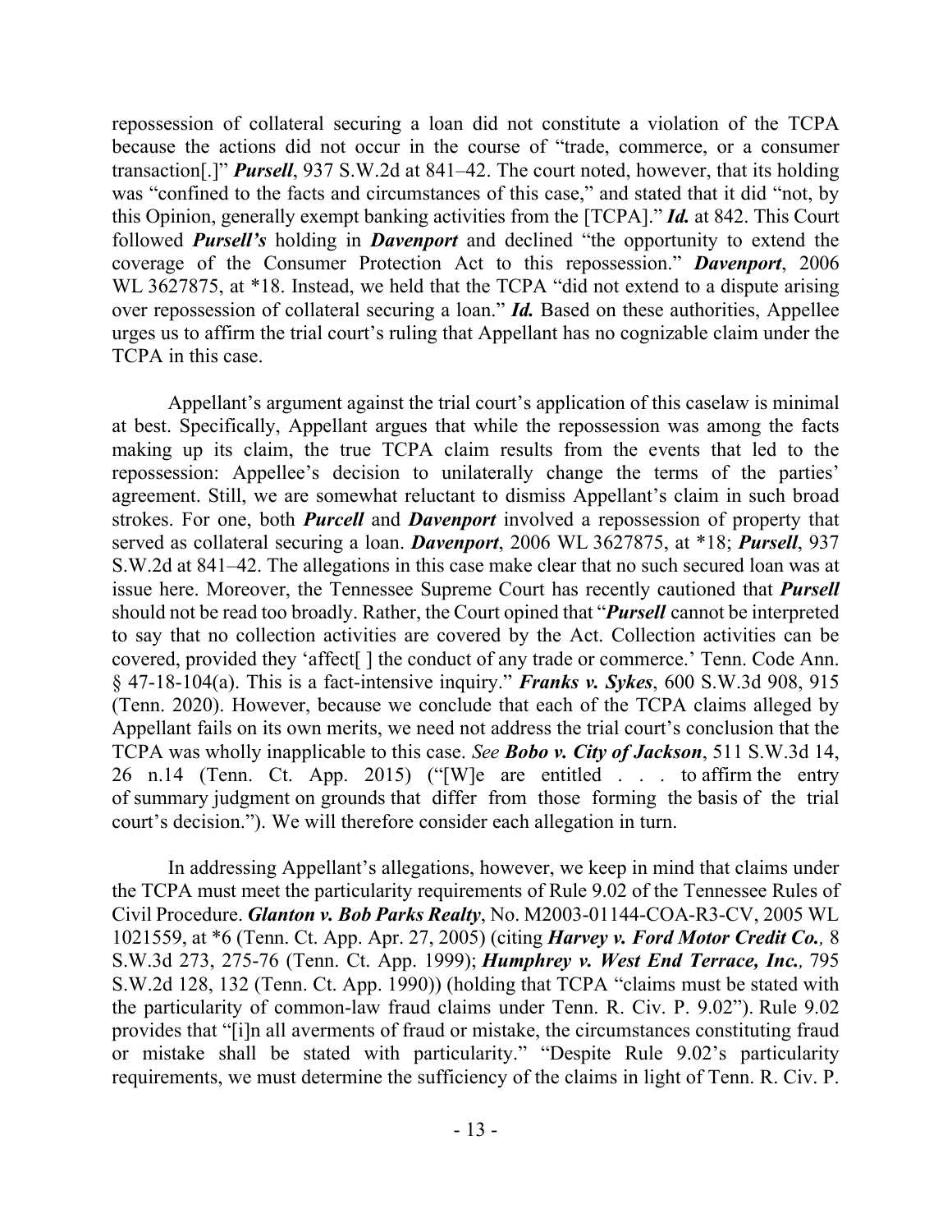repossession of collateral securing a loan did not constitute a violation of the TCPA because the actions did not occur in the course of "trade, commerce, or a consumer transaction[.]" ***Pursell***, 937 S.W.2d at 841–42. The court noted, however, that its holding was "confined to the facts and circumstances of this case," and stated that it did "not, by this Opinion, generally exempt banking activities from the [TCPA]." ***Id.*** at 842. This Court followed ***Pursell's*** holding in ***Davenport*** and declined "the opportunity to extend the coverage of the Consumer Protection Act to this repossession." ***Davenport***, 2006 WL 3627875, at *18. Instead, we held that the TCPA "did not extend to a dispute arising over repossession of collateral securing a loan." ***Id.*** Based on these authorities, Appellee urges us to affirm the trial court's ruling that Appellant has no cognizable claim under the TCPA in this case.

Appellant's argument against the trial court's application of this caselaw is minimal at best. Specifically, Appellant argues that while the repossession was among the facts making up its claim, the true TCPA claim results from the events that led to the repossession: Appellee's decision to unilaterally change the terms of the parties' agreement. Still, we are somewhat reluctant to dismiss Appellant's claim in such broad strokes. For one, both ***Purcell*** and ***Davenport*** involved a repossession of property that served as collateral securing a loan. ***Davenport***, 2006 WL 3627875, at *18; ***Pursell***, 937 S.W.2d at 841–42. The allegations in this case make clear that no such secured loan was at issue here. Moreover, the Tennessee Supreme Court has recently cautioned that ***Pursell*** should not be read too broadly. Rather, the Court opined that "***Pursell*** cannot be interpreted to say that no collection activities are covered by the Act. Collection activities can be covered, provided they 'affect[ ] the conduct of any trade or commerce.' Tenn. Code Ann. § 47-18-104(a). This is a fact-intensive inquiry." ***Franks v. Sykes***, 600 S.W.3d 908, 915 (Tenn. 2020). However, because we conclude that each of the TCPA claims alleged by Appellant fails on its own merits, we need not address the trial court's conclusion that the TCPA was wholly inapplicable to this case. *See* ***Bobo v. City of Jackson***, 511 S.W.3d 14, 26 n.14 (Tenn. Ct. App. 2015) ("[W]e are entitled . . . to affirm the entry of summary judgment on grounds that differ from those forming the basis of the trial court's decision."). We will therefore consider each allegation in turn.

In addressing Appellant's allegations, however, we keep in mind that claims under the TCPA must meet the particularity requirements of Rule 9.02 of the Tennessee Rules of Civil Procedure. ***Glanton v. Bob Parks Realty***, No. M2003-01144-COA-R3-CV, 2005 WL 1021559, at *6 (Tenn. Ct. App. Apr. 27, 2005) (citing ***Harvey v. Ford Motor Credit Co.,*** 8 S.W.3d 273, 275-76 (Tenn. Ct. App. 1999); ***Humphrey v. West End Terrace, Inc.,*** 795 S.W.2d 128, 132 (Tenn. Ct. App. 1990)) (holding that TCPA "claims must be stated with the particularity of common-law fraud claims under Tenn. R. Civ. P. 9.02"). Rule 9.02 provides that "[i]n all averments of fraud or mistake, the circumstances constituting fraud or mistake shall be stated with particularity." "Despite Rule 9.02's particularity requirements, we must determine the sufficiency of the claims in light of Tenn. R. Civ. P.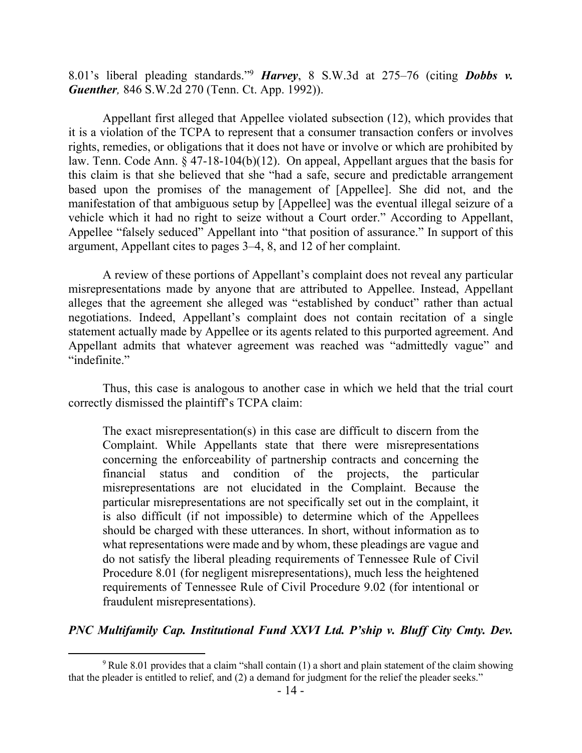8.01's liberal pleading standards."[9] ***Harvey***, 8 S.W.3d at 275–76 (citing ***Dobbs v. Guenther,*** 846 S.W.2d 270 (Tenn. Ct. App. 1992)).

Appellant first alleged that Appellee violated subsection (12), which provides that it is a violation of the TCPA to represent that a consumer transaction confers or involves rights, remedies, or obligations that it does not have or involve or which are prohibited by law. Tenn. Code Ann. § 47-18-104(b)(12). On appeal, Appellant argues that the basis for this claim is that she believed that she "had a safe, secure and predictable arrangement based upon the promises of the management of [Appellee]. She did not, and the manifestation of that ambiguous setup by [Appellee] was the eventual illegal seizure of a vehicle which it had no right to seize without a Court order." According to Appellant, Appellee "falsely seduced" Appellant into "that position of assurance." In support of this argument, Appellant cites to pages 3–4, 8, and 12 of her complaint.

A review of these portions of Appellant's complaint does not reveal any particular misrepresentations made by anyone that are attributed to Appellee. Instead, Appellant alleges that the agreement she alleged was "established by conduct" rather than actual negotiations. Indeed, Appellant's complaint does not contain recitation of a single statement actually made by Appellee or its agents related to this purported agreement. And Appellant admits that whatever agreement was reached was "admittedly vague" and "indefinite."

Thus, this case is analogous to another case in which we held that the trial court correctly dismissed the plaintiff's TCPA claim:

> The exact misrepresentation(s) in this case are difficult to discern from the Complaint. While Appellants state that there were misrepresentations concerning the enforceability of partnership contracts and concerning the financial status and condition of the projects, the particular misrepresentations are not elucidated in the Complaint. Because the particular misrepresentations are not specifically set out in the complaint, it is also difficult (if not impossible) to determine which of the Appellees should be charged with these utterances. In short, without information as to what representations were made and by whom, these pleadings are vague and do not satisfy the liberal pleading requirements of Tennessee Rule of Civil Procedure 8.01 (for negligent misrepresentations), much less the heightened requirements of Tennessee Rule of Civil Procedure 9.02 (for intentional or fraudulent misrepresentations).

***PNC Multifamily Cap. Institutional Fund XXVI Ltd. P'ship v. Bluff City Cmty. Dev.***

---

[9] Rule 8.01 provides that a claim "shall contain (1) a short and plain statement of the claim showing that the pleader is entitled to relief, and (2) a demand for judgment for the relief the pleader seeks."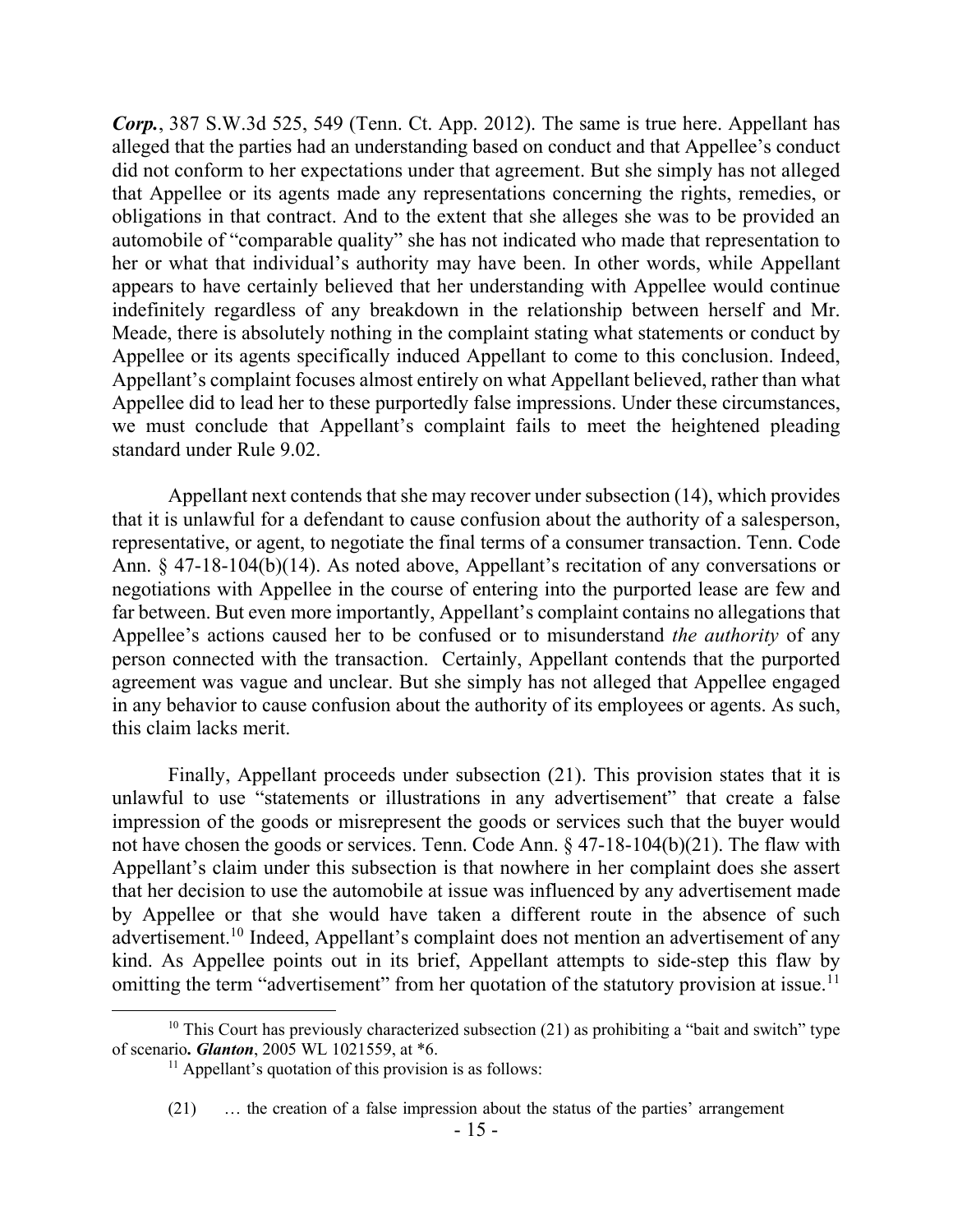*Corp.*, 387 S.W.3d 525, 549 (Tenn. Ct. App. 2012). The same is true here. Appellant has alleged that the parties had an understanding based on conduct and that Appellee's conduct did not conform to her expectations under that agreement. But she simply has not alleged that Appellee or its agents made any representations concerning the rights, remedies, or obligations in that contract. And to the extent that she alleges she was to be provided an automobile of "comparable quality" she has not indicated who made that representation to her or what that individual's authority may have been. In other words, while Appellant appears to have certainly believed that her understanding with Appellee would continue indefinitely regardless of any breakdown in the relationship between herself and Mr. Meade, there is absolutely nothing in the complaint stating what statements or conduct by Appellee or its agents specifically induced Appellant to come to this conclusion. Indeed, Appellant's complaint focuses almost entirely on what Appellant believed, rather than what Appellee did to lead her to these purportedly false impressions. Under these circumstances, we must conclude that Appellant's complaint fails to meet the heightened pleading standard under Rule 9.02.

Appellant next contends that she may recover under subsection (14), which provides that it is unlawful for a defendant to cause confusion about the authority of a salesperson, representative, or agent, to negotiate the final terms of a consumer transaction. Tenn. Code Ann. § 47-18-104(b)(14). As noted above, Appellant's recitation of any conversations or negotiations with Appellee in the course of entering into the purported lease are few and far between. But even more importantly, Appellant's complaint contains no allegations that Appellee's actions caused her to be confused or to misunderstand *the authority* of any person connected with the transaction. Certainly, Appellant contends that the purported agreement was vague and unclear. But she simply has not alleged that Appellee engaged in any behavior to cause confusion about the authority of its employees or agents. As such, this claim lacks merit.

Finally, Appellant proceeds under subsection (21). This provision states that it is unlawful to use "statements or illustrations in any advertisement" that create a false impression of the goods or misrepresent the goods or services such that the buyer would not have chosen the goods or services. Tenn. Code Ann. § 47-18-104(b)(21). The flaw with Appellant's claim under this subsection is that nowhere in her complaint does she assert that her decision to use the automobile at issue was influenced by any advertisement made by Appellee or that she would have taken a different route in the absence of such advertisement.[10] Indeed, Appellant's complaint does not mention an advertisement of any kind. As Appellee points out in its brief, Appellant attempts to side-step this flaw by omitting the term "advertisement" from her quotation of the statutory provision at issue.[11]

---

[10] This Court has previously characterized subsection (21) as prohibiting a "bait and switch" type of scenario**.** ***Glanton***, 2005 WL 1021559, at *6.

[11] Appellant's quotation of this provision is as follows:

(21) … the creation of a false impression about the status of the parties' arrangement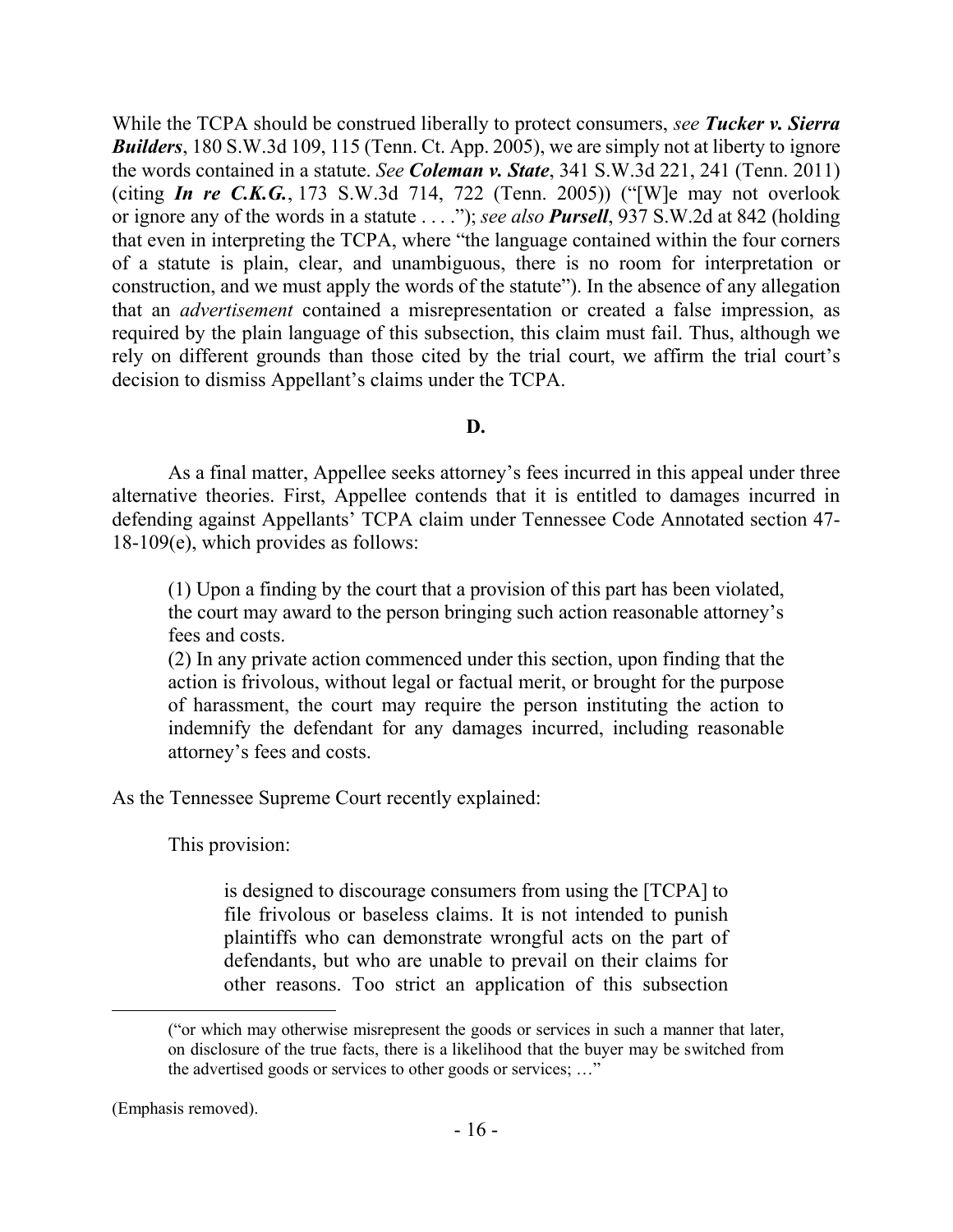While the TCPA should be construed liberally to protect consumers, *see* ***Tucker v. Sierra Builders***, 180 S.W.3d 109, 115 (Tenn. Ct. App. 2005), we are simply not at liberty to ignore the words contained in a statute. *See* ***Coleman v. State***, 341 S.W.3d 221, 241 (Tenn. 2011) (citing ***In re C.K.G.***, 173 S.W.3d 714, 722 (Tenn. 2005)) ("[W]e may not overlook or ignore any of the words in a statute . . . ."); *see also* ***Pursell***, 937 S.W.2d at 842 (holding that even in interpreting the TCPA, where "the language contained within the four corners of a statute is plain, clear, and unambiguous, there is no room for interpretation or construction, and we must apply the words of the statute"). In the absence of any allegation that an *advertisement* contained a misrepresentation or created a false impression, as required by the plain language of this subsection, this claim must fail. Thus, although we rely on different grounds than those cited by the trial court, we affirm the trial court's decision to dismiss Appellant's claims under the TCPA.

**D.**

As a final matter, Appellee seeks attorney's fees incurred in this appeal under three alternative theories. First, Appellee contends that it is entitled to damages incurred in defending against Appellants' TCPA claim under Tennessee Code Annotated section 47-18-109(e), which provides as follows:

> (1) Upon a finding by the court that a provision of this part has been violated, the court may award to the person bringing such action reasonable attorney's fees and costs.
>
> (2) In any private action commenced under this section, upon finding that the action is frivolous, without legal or factual merit, or brought for the purpose of harassment, the court may require the person instituting the action to indemnify the defendant for any damages incurred, including reasonable attorney's fees and costs.

As the Tennessee Supreme Court recently explained:

> This provision:
>
> > is designed to discourage consumers from using the [TCPA] to file frivolous or baseless claims. It is not intended to punish plaintiffs who can demonstrate wrongful acts on the part of defendants, but who are unable to prevail on their claims for other reasons. Too strict an application of this subsection

---

("or which may otherwise misrepresent the goods or services in such a manner that later, on disclosure of the true facts, there is a likelihood that the buyer may be switched from the advertised goods or services to other goods or services; …"

(Emphasis removed).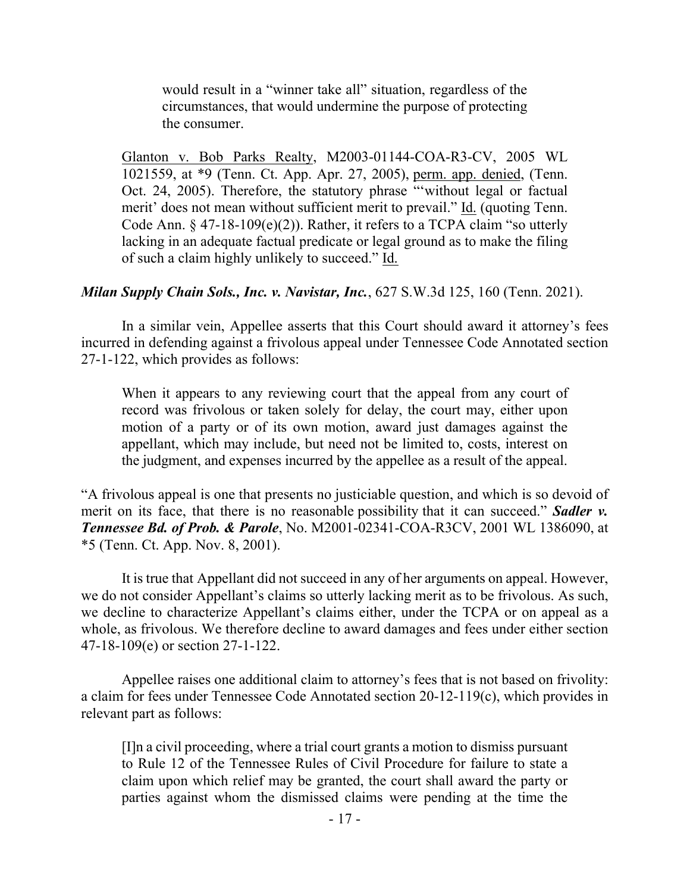> would result in a "winner take all" situation, regardless of the circumstances, that would undermine the purpose of protecting the consumer.
>
> Glanton v. Bob Parks Realty, M2003-01144-COA-R3-CV, 2005 WL 1021559, at *9 (Tenn. Ct. App. Apr. 27, 2005), perm. app. denied, (Tenn. Oct. 24, 2005). Therefore, the statutory phrase "'without legal or factual merit' does not mean without sufficient merit to prevail." Id. (quoting Tenn. Code Ann. § 47-18-109(e)(2)). Rather, it refers to a TCPA claim "so utterly lacking in an adequate factual predicate or legal ground as to make the filing of such a claim highly unlikely to succeed." Id.

***Milan Supply Chain Sols., Inc. v. Navistar, Inc.***, 627 S.W.3d 125, 160 (Tenn. 2021).

In a similar vein, Appellee asserts that this Court should award it attorney's fees incurred in defending against a frivolous appeal under Tennessee Code Annotated section 27-1-122, which provides as follows:

> When it appears to any reviewing court that the appeal from any court of record was frivolous or taken solely for delay, the court may, either upon motion of a party or of its own motion, award just damages against the appellant, which may include, but need not be limited to, costs, interest on the judgment, and expenses incurred by the appellee as a result of the appeal.

"A frivolous appeal is one that presents no justiciable question, and which is so devoid of merit on its face, that there is no reasonable possibility that it can succeed." ***Sadler v. Tennessee Bd. of Prob. & Parole***, No. M2001-02341-COA-R3CV, 2001 WL 1386090, at *5 (Tenn. Ct. App. Nov. 8, 2001).

It is true that Appellant did not succeed in any of her arguments on appeal. However, we do not consider Appellant's claims so utterly lacking merit as to be frivolous. As such, we decline to characterize Appellant's claims either, under the TCPA or on appeal as a whole, as frivolous. We therefore decline to award damages and fees under either section 47-18-109(e) or section 27-1-122.

Appellee raises one additional claim to attorney's fees that is not based on frivolity: a claim for fees under Tennessee Code Annotated section 20-12-119(c), which provides in relevant part as follows:

> [I]n a civil proceeding, where a trial court grants a motion to dismiss pursuant to Rule 12 of the Tennessee Rules of Civil Procedure for failure to state a claim upon which relief may be granted, the court shall award the party or parties against whom the dismissed claims were pending at the time the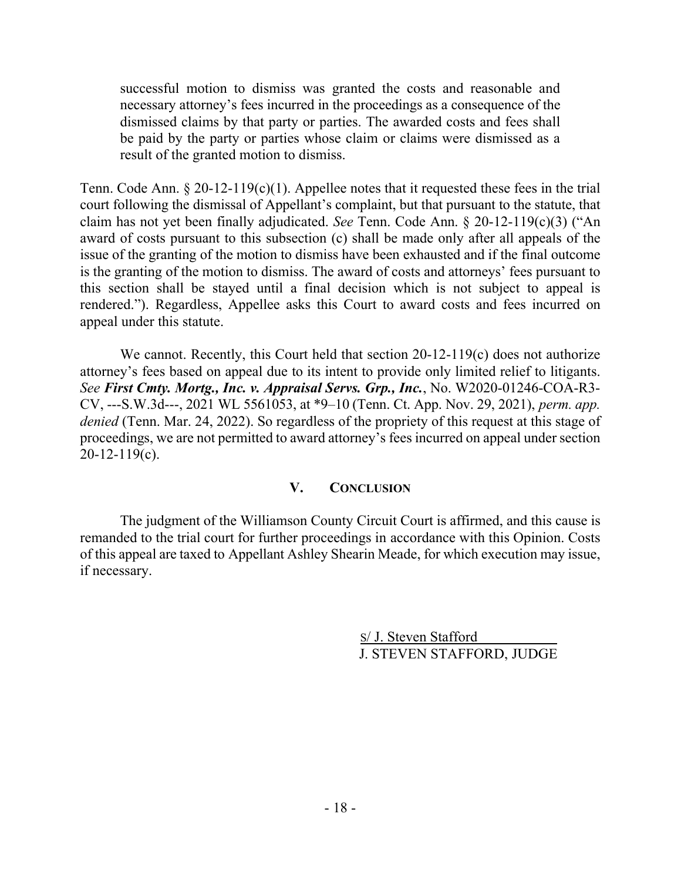> successful motion to dismiss was granted the costs and reasonable and necessary attorney's fees incurred in the proceedings as a consequence of the dismissed claims by that party or parties. The awarded costs and fees shall be paid by the party or parties whose claim or claims were dismissed as a result of the granted motion to dismiss.

Tenn. Code Ann. § 20-12-119(c)(1). Appellee notes that it requested these fees in the trial court following the dismissal of Appellant's complaint, but that pursuant to the statute, that claim has not yet been finally adjudicated. *See* Tenn. Code Ann. § 20-12-119(c)(3) ("An award of costs pursuant to this subsection (c) shall be made only after all appeals of the issue of the granting of the motion to dismiss have been exhausted and if the final outcome is the granting of the motion to dismiss. The award of costs and attorneys' fees pursuant to this section shall be stayed until a final decision which is not subject to appeal is rendered."). Regardless, Appellee asks this Court to award costs and fees incurred on appeal under this statute.

We cannot. Recently, this Court held that section 20-12-119(c) does not authorize attorney's fees based on appeal due to its intent to provide only limited relief to litigants. *See* ***First Cmty. Mortg., Inc. v. Appraisal Servs. Grp., Inc.***, No. W2020-01246-COA-R3-CV, ---S.W.3d---, 2021 WL 5561053, at *9–10 (Tenn. Ct. App. Nov. 29, 2021), *perm. app. denied* (Tenn. Mar. 24, 2022). So regardless of the propriety of this request at this stage of proceedings, we are not permitted to award attorney's fees incurred on appeal under section 20-12-119(c).

## V. CONCLUSION

The judgment of the Williamson County Circuit Court is affirmed, and this cause is remanded to the trial court for further proceedings in accordance with this Opinion. Costs of this appeal are taxed to Appellant Ashley Shearin Meade, for which execution may issue, if necessary.

S/ J. Steven Stafford
J. STEVEN STAFFORD, JUDGE